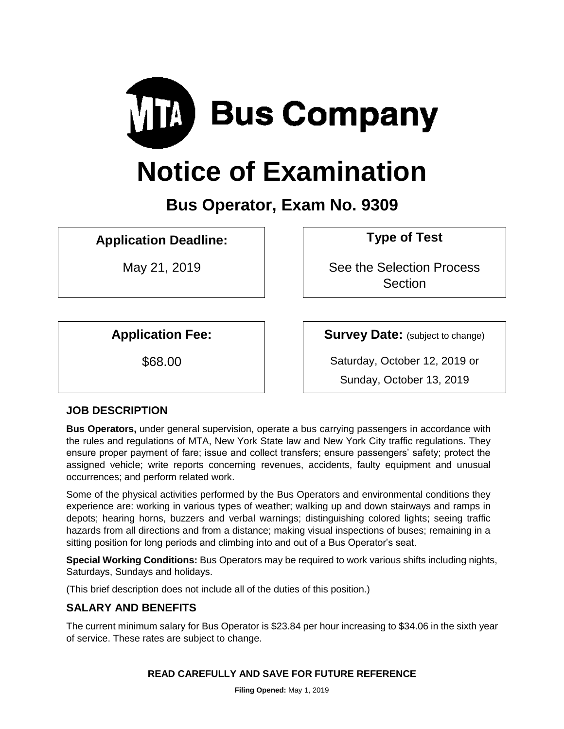# MTA Bus Company

# Notice of Examination

## Bus Operator, Exam No. 9309

**Application Deadline:**

May 21, 2019

**Type of Test**

See the Selection Process Section

**Application Fee:**

$68.00

**Survey Date:** (subject to change)

Saturday, October 12, 2019 or

Sunday, October 13, 2019

### JOB DESCRIPTION

**Bus Operators,** under general supervision, operate a bus carrying passengers in accordance with the rules and regulations of MTA, New York State law and New York City traffic regulations. They ensure proper payment of fare; issue and collect transfers; ensure passengers' safety; protect the assigned vehicle; write reports concerning revenues, accidents, faulty equipment and unusual occurrences; and perform related work.

Some of the physical activities performed by the Bus Operators and environmental conditions they experience are: working in various types of weather; walking up and down stairways and ramps in depots; hearing horns, buzzers and verbal warnings; distinguishing colored lights; seeing traffic hazards from all directions and from a distance; making visual inspections of buses; remaining in a sitting position for long periods and climbing into and out of a Bus Operator's seat.

**Special Working Conditions:** Bus Operators may be required to work various shifts including nights, Saturdays, Sundays and holidays.

(This brief description does not include all of the duties of this position.)

### SALARY AND BENEFITS

The current minimum salary for Bus Operator is $23.84 per hour increasing to $34.06 in the sixth year of service. These rates are subject to change.

**READ CAREFULLY AND SAVE FOR FUTURE REFERENCE**

**Filing Opened:** May 1, 2019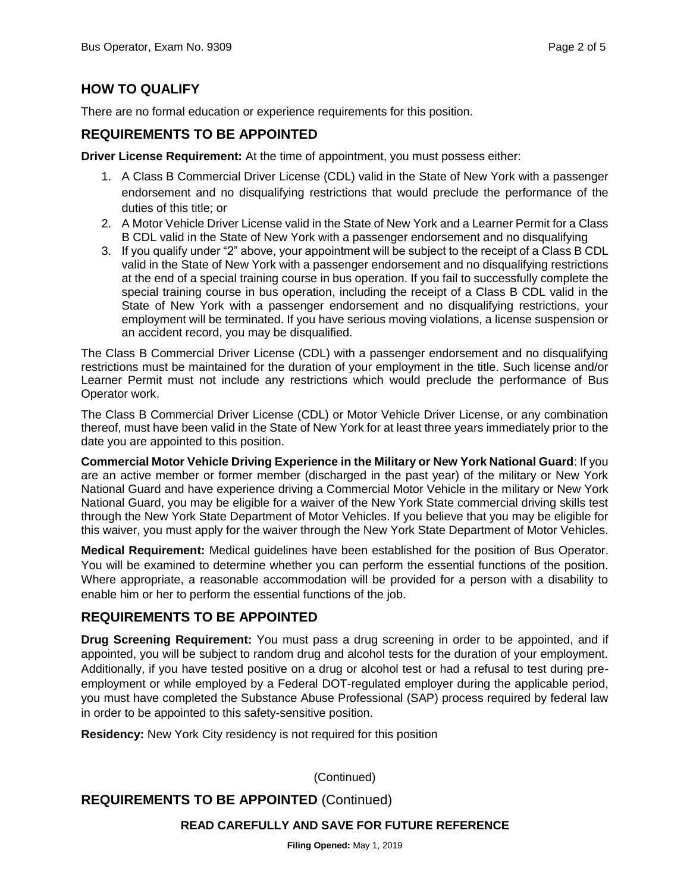## HOW TO QUALIFY

There are no formal education or experience requirements for this position.

## REQUIREMENTS TO BE APPOINTED

**Driver License Requirement:** At the time of appointment, you must possess either:

1. A Class B Commercial Driver License (CDL) valid in the State of New York with a passenger endorsement and no disqualifying restrictions that would preclude the performance of the duties of this title; or
2. A Motor Vehicle Driver License valid in the State of New York and a Learner Permit for a Class B CDL valid in the State of New York with a passenger endorsement and no disqualifying
3. If you qualify under "2" above, your appointment will be subject to the receipt of a Class B CDL valid in the State of New York with a passenger endorsement and no disqualifying restrictions at the end of a special training course in bus operation. If you fail to successfully complete the special training course in bus operation, including the receipt of a Class B CDL valid in the State of New York with a passenger endorsement and no disqualifying restrictions, your employment will be terminated. If you have serious moving violations, a license suspension or an accident record, you may be disqualified.

The Class B Commercial Driver License (CDL) with a passenger endorsement and no disqualifying restrictions must be maintained for the duration of your employment in the title. Such license and/or Learner Permit must not include any restrictions which would preclude the performance of Bus Operator work.

The Class B Commercial Driver License (CDL) or Motor Vehicle Driver License, or any combination thereof, must have been valid in the State of New York for at least three years immediately prior to the date you are appointed to this position.

**Commercial Motor Vehicle Driving Experience in the Military or New York National Guard**: If you are an active member or former member (discharged in the past year) of the military or New York National Guard and have experience driving a Commercial Motor Vehicle in the military or New York National Guard, you may be eligible for a waiver of the New York State commercial driving skills test through the New York State Department of Motor Vehicles. If you believe that you may be eligible for this waiver, you must apply for the waiver through the New York State Department of Motor Vehicles.

**Medical Requirement:** Medical guidelines have been established for the position of Bus Operator. You will be examined to determine whether you can perform the essential functions of the position. Where appropriate, a reasonable accommodation will be provided for a person with a disability to enable him or her to perform the essential functions of the job.

## REQUIREMENTS TO BE APPOINTED

**Drug Screening Requirement:** You must pass a drug screening in order to be appointed, and if appointed, you will be subject to random drug and alcohol tests for the duration of your employment. Additionally, if you have tested positive on a drug or alcohol test or had a refusal to test during pre-employment or while employed by a Federal DOT-regulated employer during the applicable period, you must have completed the Substance Abuse Professional (SAP) process required by federal law in order to be appointed to this safety-sensitive position.

**Residency:** New York City residency is not required for this position

(Continued)

## REQUIREMENTS TO BE APPOINTED (Continued)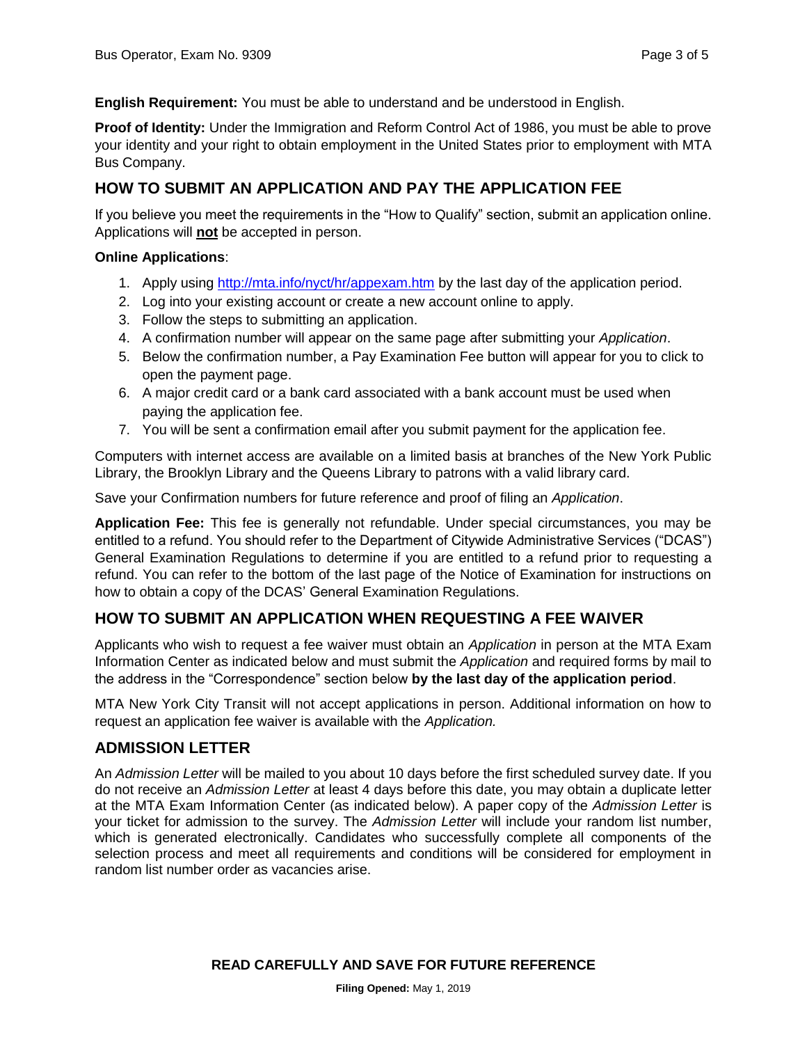**English Requirement:** You must be able to understand and be understood in English.

**Proof of Identity:** Under the Immigration and Reform Control Act of 1986, you must be able to prove your identity and your right to obtain employment in the United States prior to employment with MTA Bus Company.

## HOW TO SUBMIT AN APPLICATION AND PAY THE APPLICATION FEE

If you believe you meet the requirements in the "How to Qualify" section, submit an application online. Applications will **not** be accepted in person.

**Online Applications**:

1. Apply using http://mta.info/nyct/hr/appexam.htm by the last day of the application period.
2. Log into your existing account or create a new account online to apply.
3. Follow the steps to submitting an application.
4. A confirmation number will appear on the same page after submitting your *Application*.
5. Below the confirmation number, a Pay Examination Fee button will appear for you to click to open the payment page.
6. A major credit card or a bank card associated with a bank account must be used when paying the application fee.
7. You will be sent a confirmation email after you submit payment for the application fee.

Computers with internet access are available on a limited basis at branches of the New York Public Library, the Brooklyn Library and the Queens Library to patrons with a valid library card.

Save your Confirmation numbers for future reference and proof of filing an *Application*.

**Application Fee:** This fee is generally not refundable. Under special circumstances, you may be entitled to a refund. You should refer to the Department of Citywide Administrative Services ("DCAS") General Examination Regulations to determine if you are entitled to a refund prior to requesting a refund. You can refer to the bottom of the last page of the Notice of Examination for instructions on how to obtain a copy of the DCAS' General Examination Regulations.

## HOW TO SUBMIT AN APPLICATION WHEN REQUESTING A FEE WAIVER

Applicants who wish to request a fee waiver must obtain an *Application* in person at the MTA Exam Information Center as indicated below and must submit the *Application* and required forms by mail to the address in the "Correspondence" section below **by the last day of the application period**.

MTA New York City Transit will not accept applications in person. Additional information on how to request an application fee waiver is available with the *Application.*

## ADMISSION LETTER

An *Admission Letter* will be mailed to you about 10 days before the first scheduled survey date. If you do not receive an *Admission Letter* at least 4 days before this date, you may obtain a duplicate letter at the MTA Exam Information Center (as indicated below). A paper copy of the *Admission Letter* is your ticket for admission to the survey. The *Admission Letter* will include your random list number, which is generated electronically. Candidates who successfully complete all components of the selection process and meet all requirements and conditions will be considered for employment in random list number order as vacancies arise.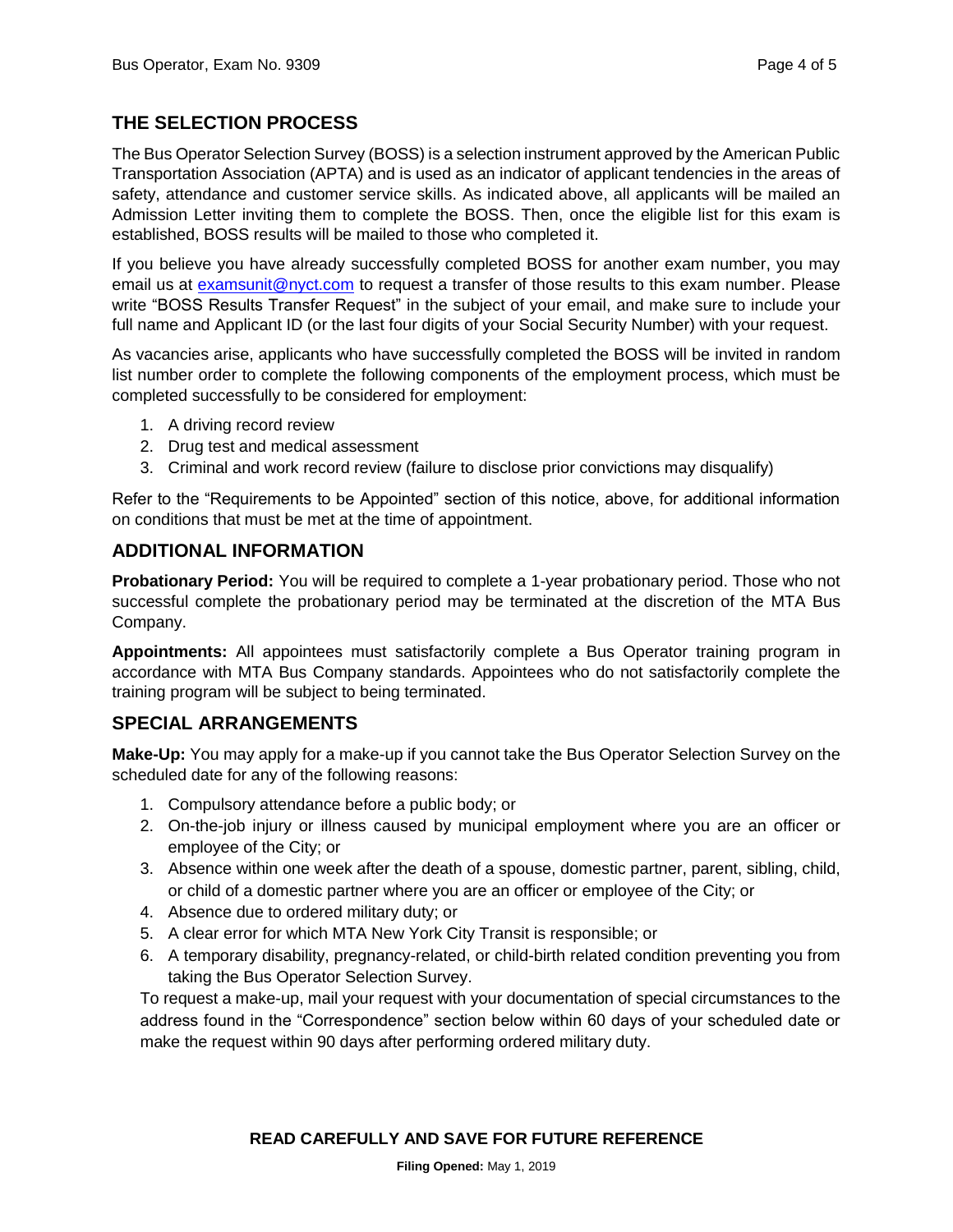## THE SELECTION PROCESS

The Bus Operator Selection Survey (BOSS) is a selection instrument approved by the American Public Transportation Association (APTA) and is used as an indicator of applicant tendencies in the areas of safety, attendance and customer service skills. As indicated above, all applicants will be mailed an Admission Letter inviting them to complete the BOSS. Then, once the eligible list for this exam is established, BOSS results will be mailed to those who completed it.

If you believe you have already successfully completed BOSS for another exam number, you may email us at examsunit@nyct.com to request a transfer of those results to this exam number. Please write "BOSS Results Transfer Request" in the subject of your email, and make sure to include your full name and Applicant ID (or the last four digits of your Social Security Number) with your request.

As vacancies arise, applicants who have successfully completed the BOSS will be invited in random list number order to complete the following components of the employment process, which must be completed successfully to be considered for employment:

1. A driving record review
2. Drug test and medical assessment
3. Criminal and work record review (failure to disclose prior convictions may disqualify)

Refer to the "Requirements to be Appointed" section of this notice, above, for additional information on conditions that must be met at the time of appointment.

## ADDITIONAL INFORMATION

**Probationary Period:** You will be required to complete a 1-year probationary period. Those who not successful complete the probationary period may be terminated at the discretion of the MTA Bus Company.

**Appointments:** All appointees must satisfactorily complete a Bus Operator training program in accordance with MTA Bus Company standards. Appointees who do not satisfactorily complete the training program will be subject to being terminated.

## SPECIAL ARRANGEMENTS

**Make-Up:** You may apply for a make-up if you cannot take the Bus Operator Selection Survey on the scheduled date for any of the following reasons:

1. Compulsory attendance before a public body; or
2. On-the-job injury or illness caused by municipal employment where you are an officer or employee of the City; or
3. Absence within one week after the death of a spouse, domestic partner, parent, sibling, child, or child of a domestic partner where you are an officer or employee of the City; or
4. Absence due to ordered military duty; or
5. A clear error for which MTA New York City Transit is responsible; or
6. A temporary disability, pregnancy-related, or child-birth related condition preventing you from taking the Bus Operator Selection Survey.

To request a make-up, mail your request with your documentation of special circumstances to the address found in the "Correspondence" section below within 60 days of your scheduled date or make the request within 90 days after performing ordered military duty.

**READ CAREFULLY AND SAVE FOR FUTURE REFERENCE**

**Filing Opened:** May 1, 2019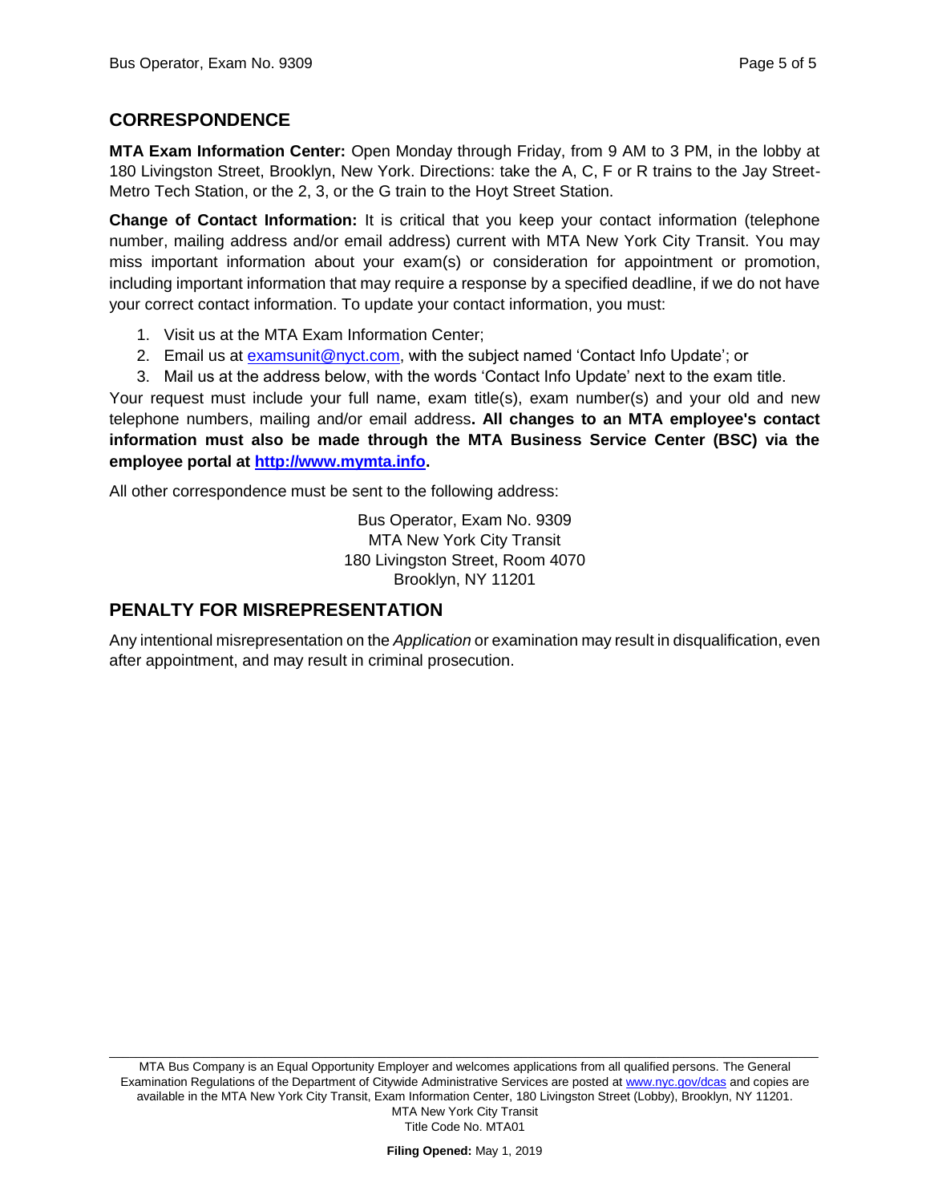## CORRESPONDENCE

**MTA Exam Information Center:** Open Monday through Friday, from 9 AM to 3 PM, in the lobby at 180 Livingston Street, Brooklyn, New York. Directions: take the A, C, F or R trains to the Jay Street-Metro Tech Station, or the 2, 3, or the G train to the Hoyt Street Station.

**Change of Contact Information:** It is critical that you keep your contact information (telephone number, mailing address and/or email address) current with MTA New York City Transit. You may miss important information about your exam(s) or consideration for appointment or promotion, including important information that may require a response by a specified deadline, if we do not have your correct contact information. To update your contact information, you must:

1. Visit us at the MTA Exam Information Center;
2. Email us at examsunit@nyct.com, with the subject named 'Contact Info Update'; or
3. Mail us at the address below, with the words 'Contact Info Update' next to the exam title.

Your request must include your full name, exam title(s), exam number(s) and your old and new telephone numbers, mailing and/or email address**. All changes to an MTA employee's contact information must also be made through the MTA Business Service Center (BSC) via the employee portal at http://www.mymta.info.**

All other correspondence must be sent to the following address:

Bus Operator, Exam No. 9309
MTA New York City Transit
180 Livingston Street, Room 4070
Brooklyn, NY 11201

## PENALTY FOR MISREPRESENTATION

Any intentional misrepresentation on the *Application* or examination may result in disqualification, even after appointment, and may result in criminal prosecution.

---

MTA Bus Company is an Equal Opportunity Employer and welcomes applications from all qualified persons. The General Examination Regulations of the Department of Citywide Administrative Services are posted at www.nyc.gov/dcas and copies are available in the MTA New York City Transit, Exam Information Center, 180 Livingston Street (Lobby), Brooklyn, NY 11201.
MTA New York City Transit
Title Code No. MTA01

**Filing Opened:** May 1, 2019